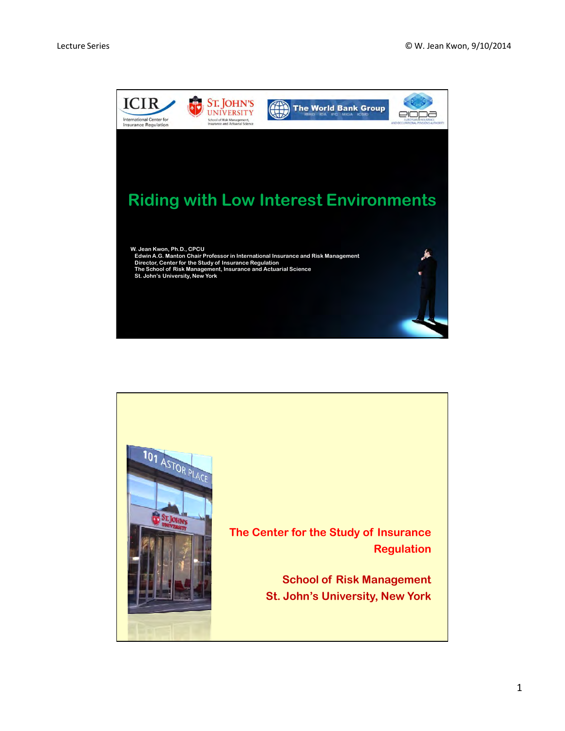# Riding with Low Interest Environments

**W. Jean Kwon, Ph.D., CPCU**
**Edwin A.G. Manton Chair Professor in International Insurance and Risk Management**
**Director, Center for the Study of Insurance Regulation**
**The School of Risk Management, Insurance and Actuarial Science**
**St. John's University, New York**

## The Center for the Study of Insurance Regulation

## School of Risk Management
## St. John's University, New York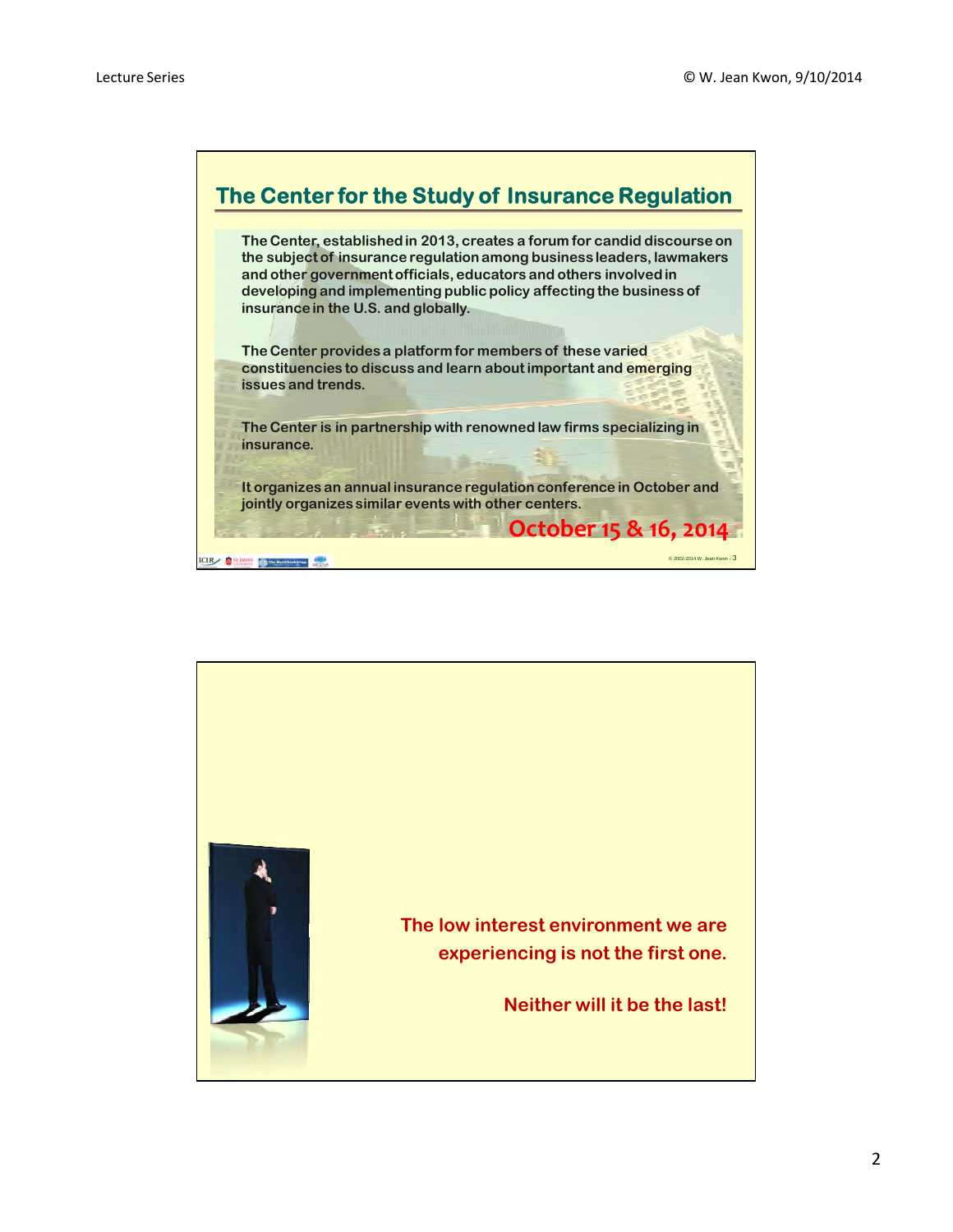## The Center for the Study of Insurance Regulation

The Center, established in 2013, creates a forum for candid discourse on the subject of insurance regulation among business leaders, lawmakers and other government officials, educators and others involved in developing and implementing public policy affecting the business of insurance in the U.S. and globally.

The Center provides a platform for members of these varied constituencies to discuss and learn about important and emerging issues and trends.

The Center is in partnership with renowned law firms specializing in insurance.

It organizes an annual insurance regulation conference in October and jointly organizes similar events with other centers.

**October 15 & 16, 2014**

---

**The low interest environment we are experiencing is not the first one.**

**Neither will it be the last!**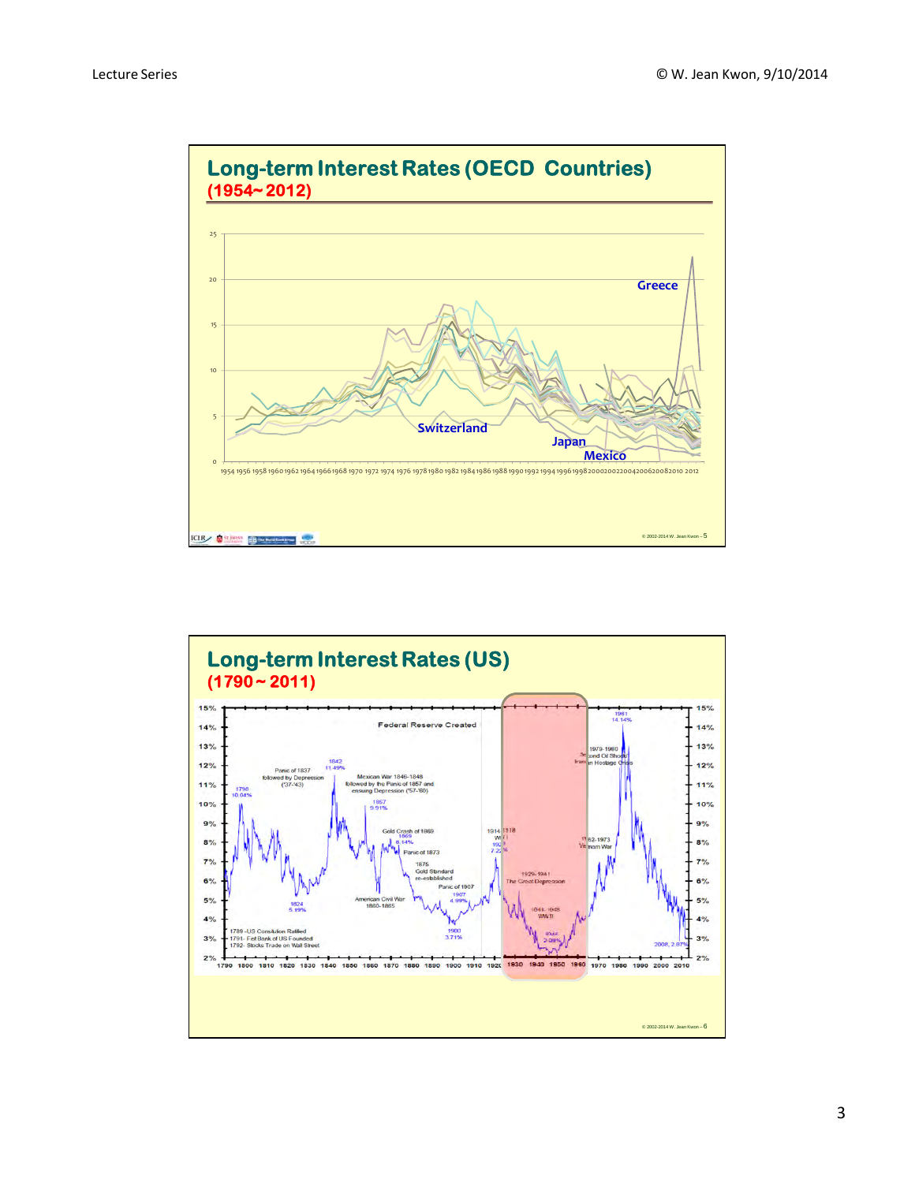## Long-term Interest Rates (OECD Countries)
**(1954~ 2012)**

25

20

15

10

5

0

1954 1956 1958 1960 1962 1964 1966 1968 1970 1972 1974 1976 1978 1980 1982 1984 1986 1988 1990 1992 1994 1996 1998 2000 2002 2004 2006 2008 2010 2012

Greece

Switzerland

Japan

Mexico

© 2002-2014 W. Jean Kwon – 5

## Long-term Interest Rates (US)
**(1790 ~ 2011)**

15% 14% 13% 12% 11% 10% 9% 8% 7% 6% 5% 4% 3% 2%

1790 1800 1810 1820 1830 1840 1850 1860 1870 1880 1890 1900 1910 1920 1930 1940 1950 1960 1970 1980 1990 2000 2010

Federal Reserve Created

1798 10.04%

Panic of 1837 followed by Depression ('37-'43)

1842 11.49%

Mexican War 1846-1848 followed by the Panic of 1857 and ensuing Depression ('57-'60)

1857 9.91%

1824 5.19%

Gold Crash of 1869

1869 8.14%

Panic of 1873

1875 Gold Standard re-established

Panic of 1907

1907 4.99%

American Civil War 1860-1865

1900 3.71%

1914 1918 WW I

1929-1941 The Great Depression

1941-1945 WW II

2.08%

1962-1973 Vietnam War

1979-1980 Second Oil Shock/ Iranian Hostage Crisis

1981 14.14%

2008, 2.87%

1789 - US Constitution Ratified
1791 - Fed Bank of US Founded
1792 - Stocks Trade on Wall Street

© 2002-2014 W. Jean Kwon – 6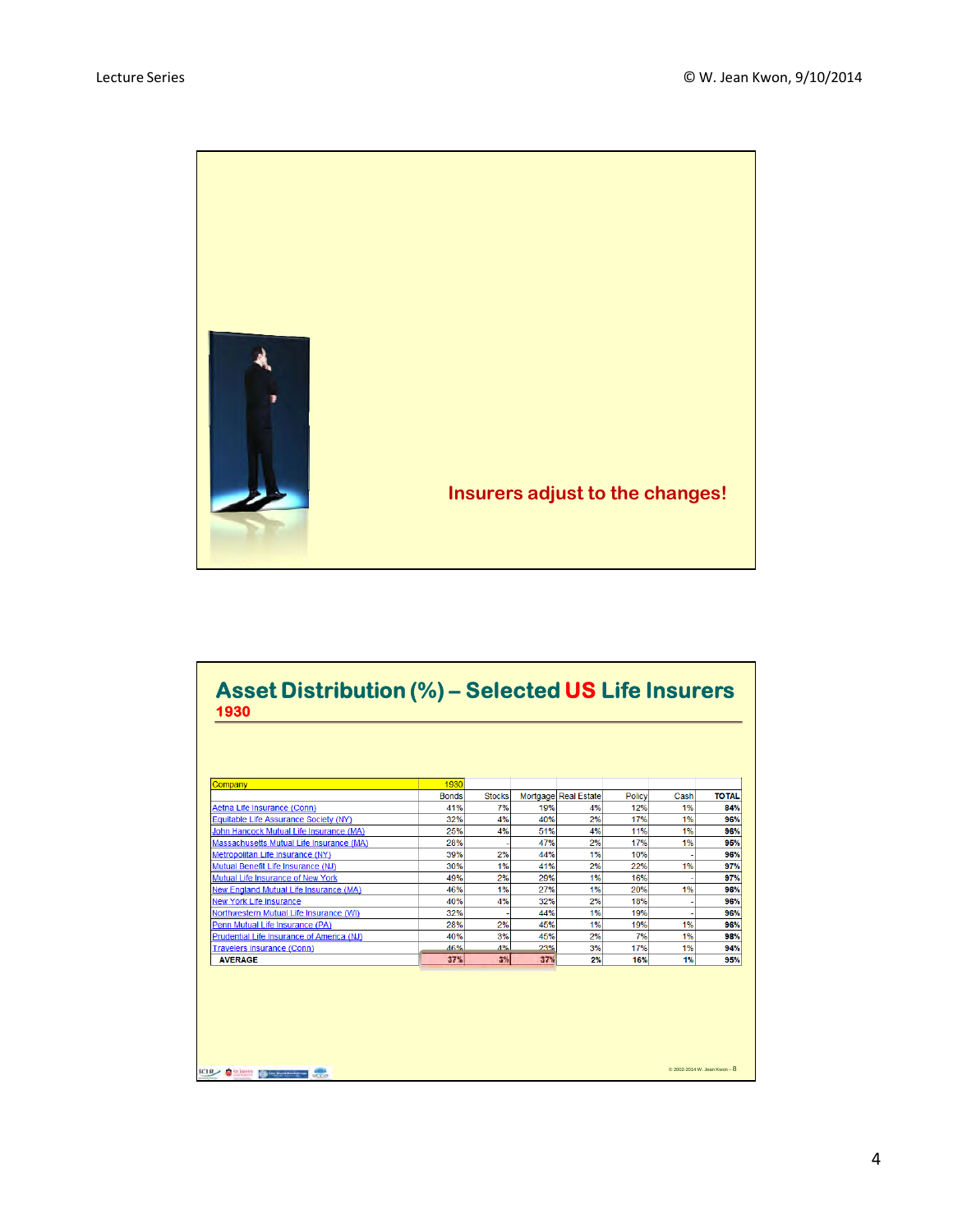Insurers adjust to the changes!

## Asset Distribution (%) – Selected US Life Insurers

**1930**

| Company | Bonds | Stocks | Mortgage | Real Estate | Policy | Cash | TOTAL |
|---|---|---|---|---|---|---|---|
| Aetna Life Insurance (Conn) | 41% | 7% | 19% | 4% | 12% | 1% | 84% |
| Equitable Life Assurance Society (NY) | 32% | 4% | 40% | 2% | 17% | 1% | 96% |
| John Hancock Mutual Life Insurance (MA) | 25% | 4% | 51% | 4% | 11% | 1% | 96% |
| Massachusetts Mutual Life Insurance (MA) | 28% | - | 47% | 2% | 17% | 1% | 95% |
| Metropolitan Life Insurance (NY) | 39% | 2% | 44% | 1% | 10% | - | 96% |
| Mutual Benefit Life Insurance (NJ) | 30% | 1% | 41% | 2% | 22% | 1% | 97% |
| Mutual Life Insurance of New York | 49% | 2% | 29% | 1% | 16% | - | 97% |
| New England Mutual Life Insurance (MA) | 46% | 1% | 27% | 1% | 20% | 1% | 96% |
| New York Life Insurance | 40% | 4% | 32% | 2% | 18% | - | 96% |
| Northwestern Mutual Life Insurance (WI) | 32% | - | 44% | 1% | 19% | - | 96% |
| Penn Mutual Life Insurance (PA) | 28% | 2% | 45% | 1% | 19% | 1% | 96% |
| Prudential Life Insurance of America (NJ) | 40% | 3% | 45% | 2% | 7% | 1% | 98% |
| Travelers Insurance (Conn) | 46% | 4% | 23% | 3% | 17% | 1% | 94% |
| AVERAGE | 37% | 3% | 37% | 2% | 16% | 1% | 95% |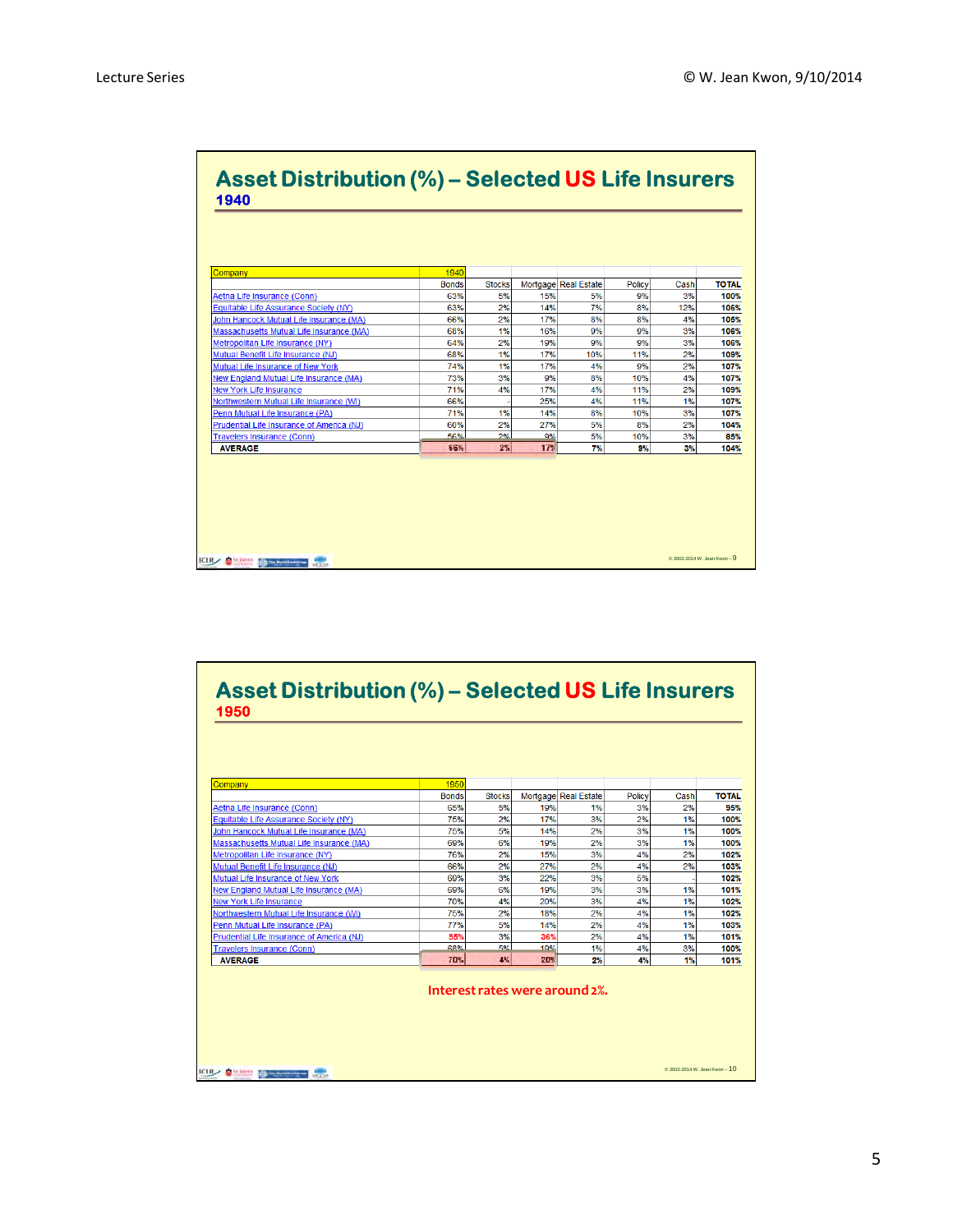## Asset Distribution (%) – Selected US Life Insurers

### 1940

| Company | Bonds | Stocks | Mortgage | Real Estate | Policy | Cash | TOTAL |
|---|---|---|---|---|---|---|---|
| Aetna Life Insurance (Conn) | 63% | 5% | 15% | 5% | 9% | 3% | 100% |
| Equitable Life Assurance Society (NY) | 63% | 2% | 14% | 7% | 8% | 12% | 106% |
| John Hancock Mutual Life Insurance (MA) | 66% | 2% | 17% | 8% | 8% | 4% | 105% |
| Massachusetts Mutual Life Insurance (MA) | 68% | 1% | 16% | 9% | 9% | 3% | 106% |
| Metropolitan Life Insurance (NY) | 64% | 2% | 19% | 9% | 9% | 3% | 106% |
| Mutual Benefit Life Insurance (NJ) | 68% | 1% | 17% | 10% | 11% | 2% | 109% |
| Mutual Life Insurance of New York | 74% | 1% | 17% | 4% | 9% | 2% | 107% |
| New England Mutual Life Insurance (MA) | 73% | 3% | 9% | 8% | 10% | 4% | 107% |
| New York Life Insurance | 71% | 4% | 17% | 4% | 11% | 2% | 109% |
| Northwestern Mutual Life Insurance (WI) | 66% | - | 25% | 4% | 11% | 1% | 107% |
| Penn Mutual Life Insurance (PA) | 71% | 1% | 14% | 8% | 10% | 3% | 107% |
| Prudential Life Insurance of America (NJ) | 60% | 2% | 27% | 5% | 8% | 2% | 104% |
| Travelers Insurance (Conn) | 56% | 2% | 9% | 5% | 10% | 3% | 85% |
| AVERAGE | 66% | 2% | 17% | 7% | 9% | 3% | 104% |

## Asset Distribution (%) – Selected US Life Insurers

### 1950

| Company | Bonds | Stocks | Mortgage | Real Estate | Policy | Cash | TOTAL |
|---|---|---|---|---|---|---|---|
| Aetna Life Insurance (Conn) | 65% | 5% | 19% | 1% | 3% | 2% | 95% |
| Equitable Life Assurance Society (NY) | 75% | 2% | 17% | 3% | 2% | 1% | 100% |
| John Hancock Mutual Life Insurance (MA) | 75% | 5% | 14% | 2% | 3% | 1% | 100% |
| Massachusetts Mutual Life Insurance (MA) | 69% | 6% | 19% | 2% | 3% | 1% | 100% |
| Metropolitan Life Insurance (NY) | 76% | 2% | 15% | 3% | 4% | 2% | 102% |
| Mutual Benefit Life Insurance (NJ) | 66% | 2% | 27% | 2% | 4% | 2% | 103% |
| Mutual Life Insurance of New York | 69% | 3% | 22% | 3% | 5% | - | 102% |
| New England Mutual Life Insurance (MA) | 69% | 6% | 19% | 3% | 3% | 1% | 101% |
| New York Life Insurance | 70% | 4% | 20% | 3% | 4% | 1% | 102% |
| Northwestern Mutual Life Insurance (WI) | 75% | 2% | 18% | 2% | 4% | 1% | 102% |
| Penn Mutual Life Insurance (PA) | 77% | 5% | 14% | 2% | 4% | 1% | 103% |
| Prudential Life Insurance of America (NJ) | 55% | 3% | 36% | 2% | 4% | 1% | 101% |
| Travelers Insurance (Conn) | 68% | 5% | 19% | 1% | 4% | 3% | 100% |
| AVERAGE | 70% | 4% | 20% | 2% | 4% | 1% | 101% |

Interest rates were around 2%.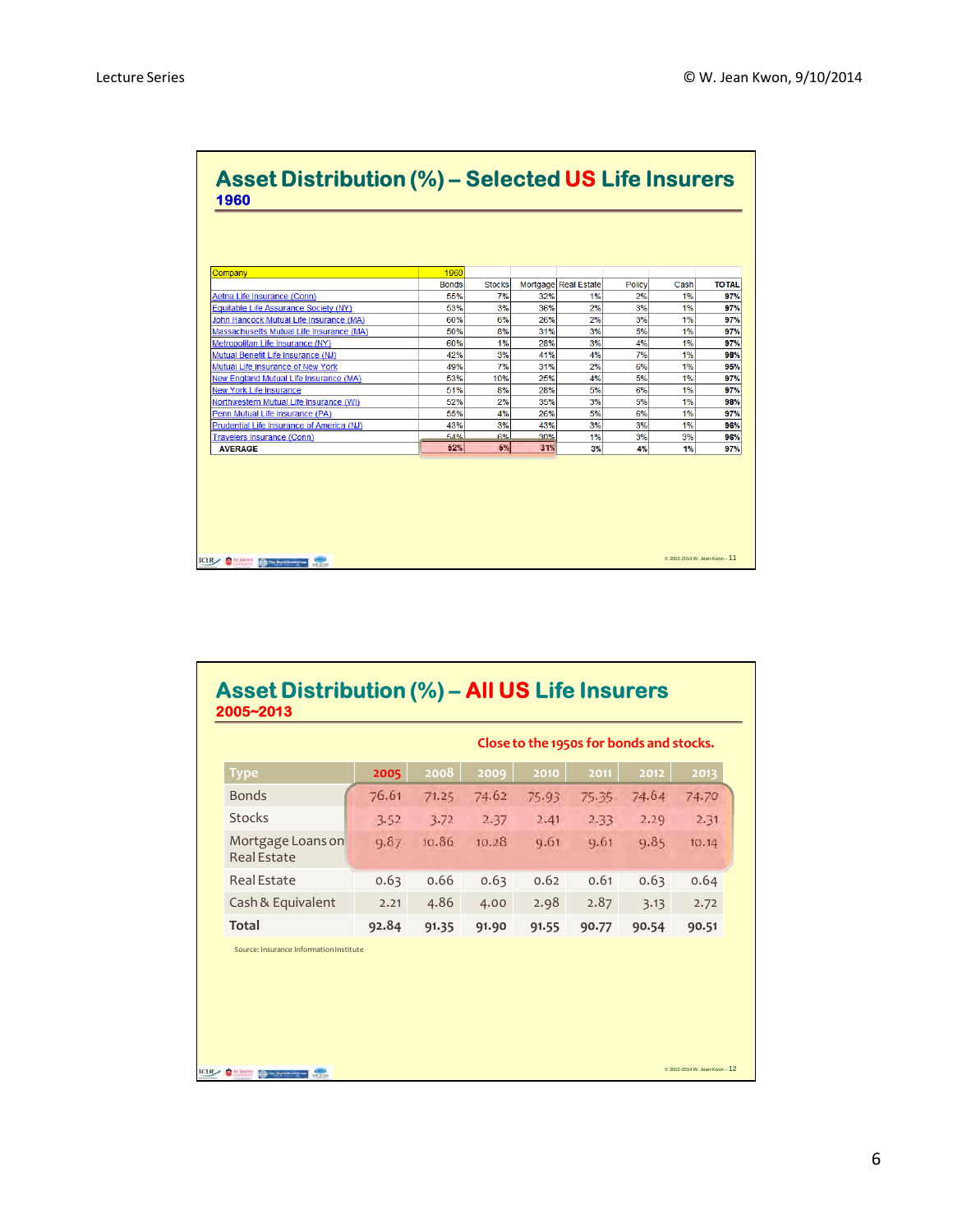## Asset Distribution (%) – Selected US Life Insurers

### 1960

| Company | 1960 Bonds | Stocks | Mortgage | Real Estate | Policy | Cash | TOTAL |
|---|---|---|---|---|---|---|---|
| Aetna Life Insurance (Conn) | 55% | 7% | 32% | 1% | 2% | 1% | 97% |
| Equitable Life Assurance Society (NY) | 53% | 3% | 36% | 2% | 3% | 1% | 97% |
| John Hancock Mutual Life Insurance (MA) | 60% | 6% | 26% | 2% | 3% | 1% | 97% |
| Massachusetts Mutual Life Insurance (MA) | 50% | 8% | 31% | 3% | 5% | 1% | 97% |
| Metropolitan Life Insurance (NY) | 60% | 1% | 28% | 3% | 4% | 1% | 97% |
| Mutual Benefit Life Insurance (NJ) | 42% | 3% | 41% | 4% | 7% | 1% | 98% |
| Mutual Life Insurance of New York | 49% | 7% | 31% | 2% | 5% | 1% | 95% |
| New England Mutual Life Insurance (MA) | 53% | 10% | 25% | 4% | 5% | 1% | 97% |
| New York Life Insurance | 51% | 8% | 28% | 5% | 6% | 1% | 97% |
| Northwestern Mutual Life Insurance (WI) | 52% | 2% | 35% | 3% | 5% | 1% | 98% |
| Penn Mutual Life Insurance (PA) | 55% | 4% | 26% | 5% | 6% | 1% | 97% |
| Prudential Life Insurance of America (NJ) | 43% | 3% | 43% | 3% | 3% | 1% | 96% |
| Travelers Insurance (Conn) | 54% | 6% | 30% | 1% | 3% | 3% | 96% |
| AVERAGE | 52% | 5% | 31% | 3% | 4% | 1% | 97% |

## Asset Distribution (%) – All US Life Insurers

### 2005~2013

Close to the 1950s for bonds and stocks.

| Type | 2005 | 2008 | 2009 | 2010 | 2011 | 2012 | 2013 |
|---|---|---|---|---|---|---|---|
| Bonds | 76.61 | 71.25 | 74.62 | 75.93 | 75.35 | 74.64 | 74.70 |
| Stocks | 3.52 | 3.72 | 2.37 | 2.41 | 2.33 | 2.29 | 2.31 |
| Mortgage Loans on Real Estate | 9.87 | 10.86 | 10.28 | 9.61 | 9.61 | 9.85 | 10.14 |
| Real Estate | 0.63 | 0.66 | 0.63 | 0.62 | 0.61 | 0.63 | 0.64 |
| Cash & Equivalent | 2.21 | 4.86 | 4.00 | 2.98 | 2.87 | 3.13 | 2.72 |
| **Total** | **92.84** | **91.35** | **91.90** | **91.55** | **90.77** | **90.54** | **90.51** |

Source: Insurance Information Institute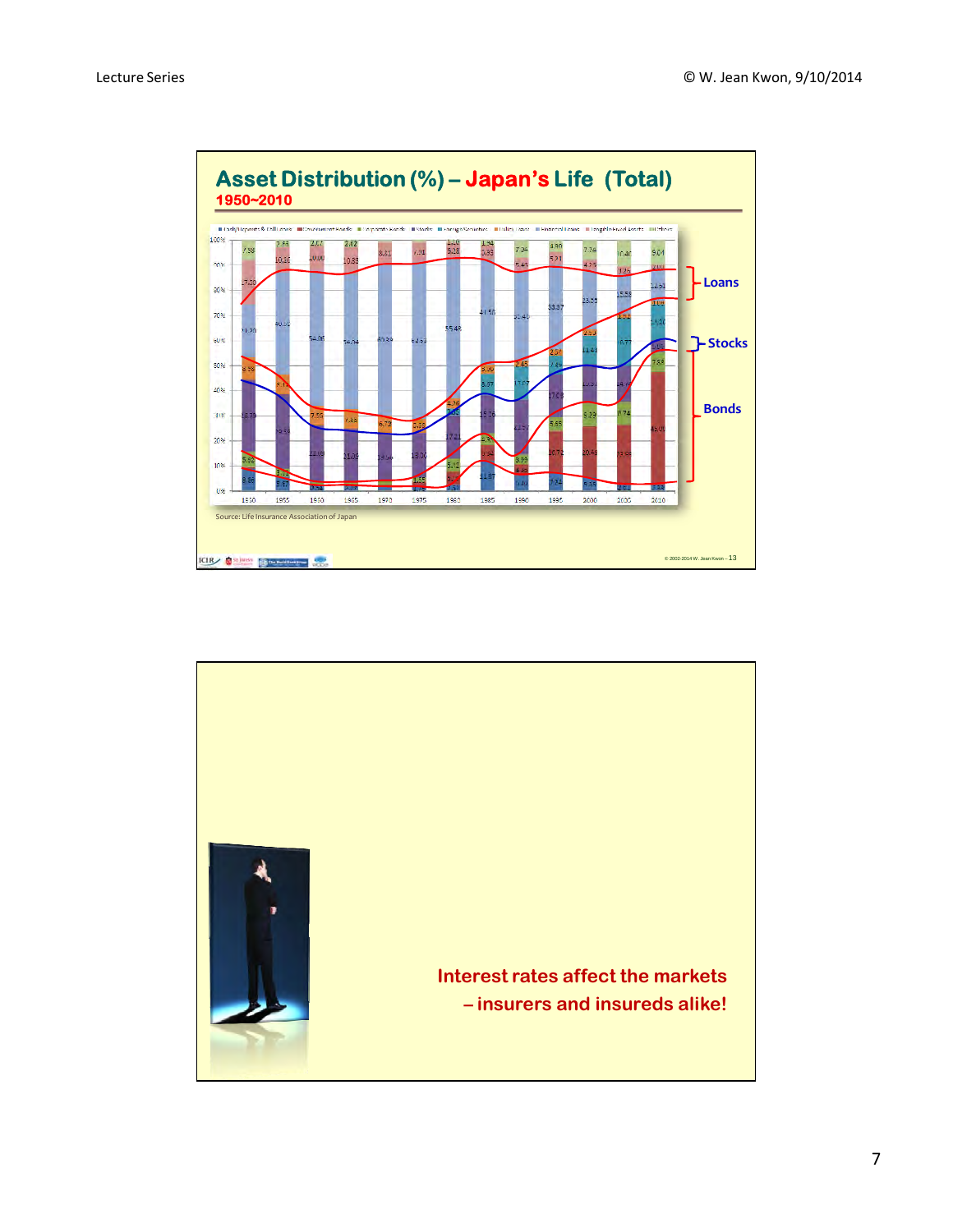## Asset Distribution (%) – Japan's Life (Total)

**1950~2010**

Loans

Stocks

Bonds

Source: Life Insurance Association of Japan

**Interest rates affect the markets – insurers and insureds alike!**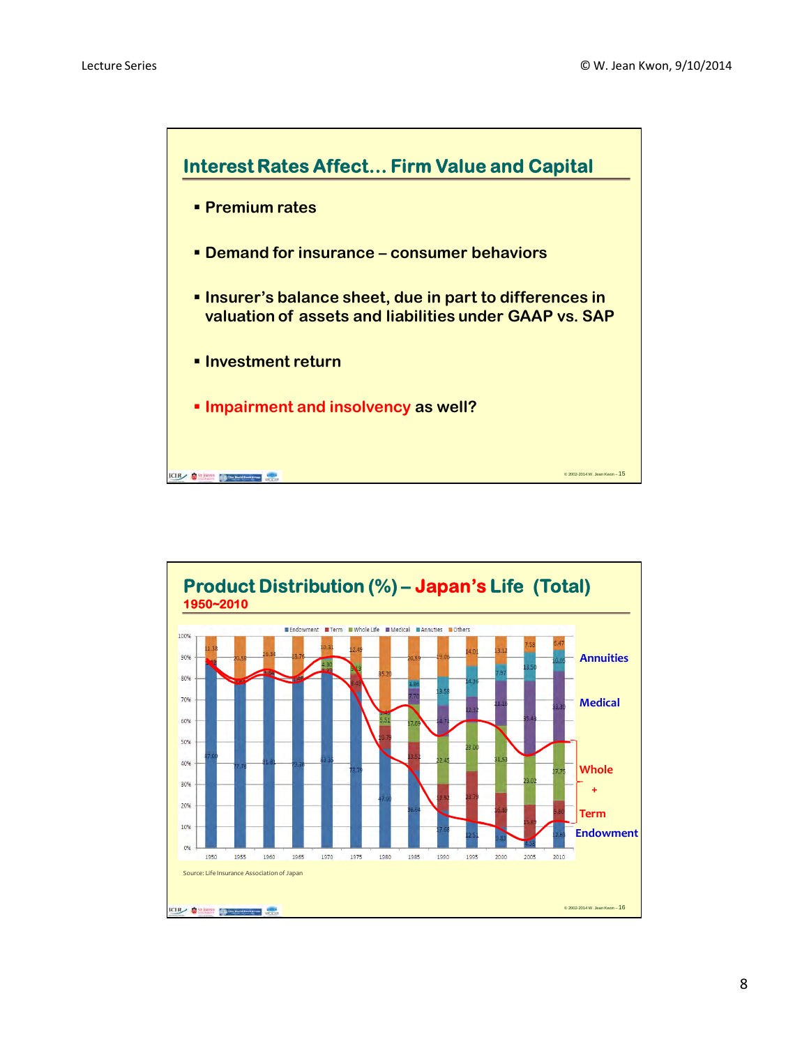## Interest Rates Affect… Firm Value and Capital

- Premium rates
- Demand for insurance – consumer behaviors
- Insurer's balance sheet, due in part to differences in valuation of assets and liabilities under GAAP vs. SAP
- Investment return
- Impairment and insolvency as well?

## Product Distribution (%) – Japan's Life (Total)

1950~2010

Legend: Endowment, Term, Whole Life, Medical, Annuities, Others

Labels: Annuities, Medical, Whole + Term, Endowment

| Year | Endowment | Term | Whole Life | Medical | Annuities | Others |
|---|---|---|---|---|---|---|
| 1950 | 87.60 | | | | | 11.38 |
| 1955 | 77.79 | | | | | 20.58 |
| 1960 | 81.81 | | | | | 16.34 |
| 1965 | 79.28 | | | | | 18.76 |
| 1970 | 83.35 | | 4.30 | | | 10.31 |
| 1975 | 73.79 | 8.49 | 5.13 | | | 12.49 |
| 1980 | 47.90 | 10.78 | 5.51 | | | 35.20 |
| 1985 | 36.64 | 12.52 | 17.69 | 7.70 | 4.86 | 20.59 |
| 1990 | 17.68 | 12.52 | 22.45 | 14.71 | 13.58 | 19.06 |
| 1995 | 12.51 | 23.79 | 23.00 | 12.32 | 14.36 | 14.01 |
| 2000 | 3.83 | 16.35 | 31.53 | 21.15 | 7.97 | 13.12 |
| 2005 | 4.58 | 15.89 | 23.02 | 35.43 | 13.50 | 7.58 |
| 2010 | 12.63 | 9.80 | 27.75 | 33.30 | 10.05 | 6.47 |

Source: Life Insurance Association of Japan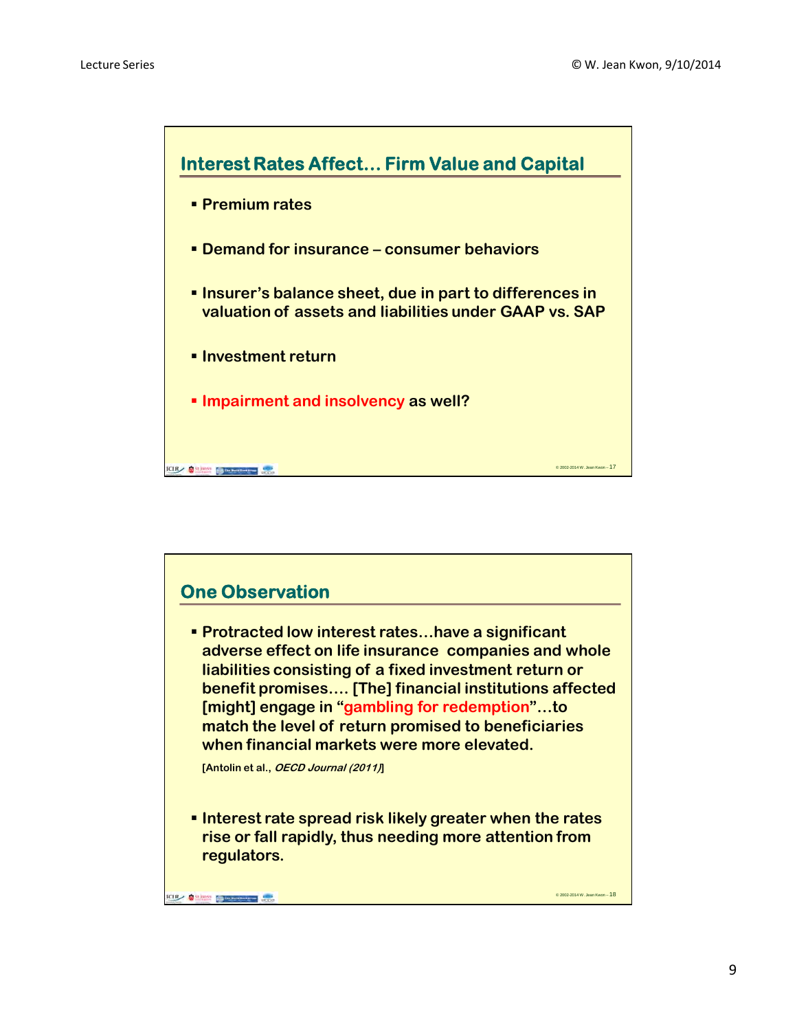## Interest Rates Affect… Firm Value and Capital

- Premium rates
- Demand for insurance – consumer behaviors
- Insurer's balance sheet, due in part to differences in valuation of assets and liabilities under GAAP vs. SAP
- Investment return
- Impairment and insolvency as well?

## One Observation

- Protracted low interest rates…have a significant adverse effect on life insurance companies and whole liabilities consisting of a fixed investment return or benefit promises…. [The] financial institutions affected [might] engage in "gambling for redemption"…to match the level of return promised to beneficiaries when financial markets were more elevated.

  [Antolin et al., *OECD Journal (2011)*]

- Interest rate spread risk likely greater when the rates rise or fall rapidly, thus needing more attention from regulators.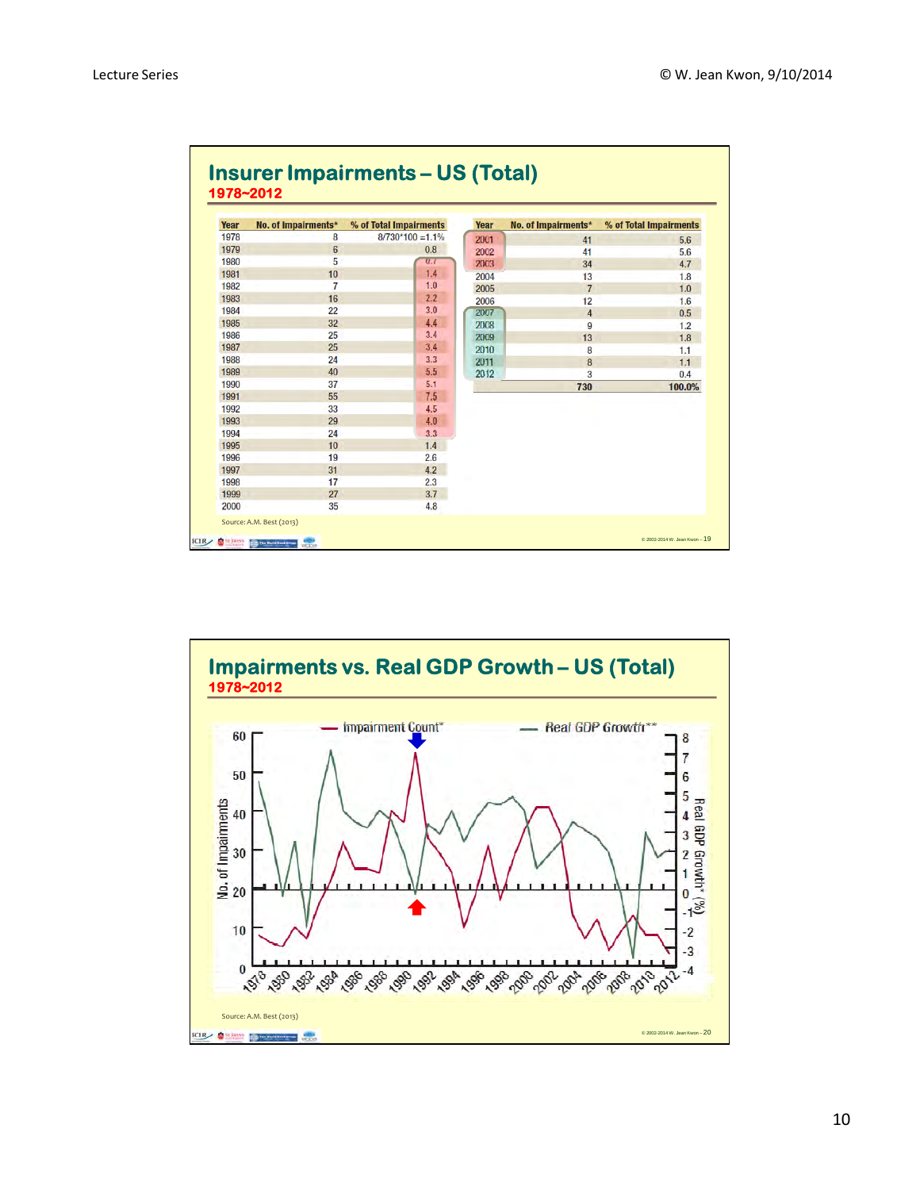## Insurer Impairments – US (Total)

**1978~2012**

| Year | No. of Impairments* | % of Total Impairments |
|---|---|---|
| 1978 | 8 | 8/730*100 =1.1% |
| 1979 | 6 | 0.8 |
| 1980 | 5 | 0.7 |
| 1981 | 10 | 1.4 |
| 1982 | 7 | 1.0 |
| 1983 | 16 | 2.2 |
| 1984 | 22 | 3.0 |
| 1985 | 32 | 4.4 |
| 1986 | 25 | 3.4 |
| 1987 | 25 | 3.4 |
| 1988 | 24 | 3.3 |
| 1989 | 40 | 5.5 |
| 1990 | 37 | 5.1 |
| 1991 | 55 | 7.5 |
| 1992 | 33 | 4.5 |
| 1993 | 29 | 4.0 |
| 1994 | 24 | 3.3 |
| 1995 | 10 | 1.4 |
| 1996 | 19 | 2.6 |
| 1997 | 31 | 4.2 |
| 1998 | 17 | 2.3 |
| 1999 | 27 | 3.7 |
| 2000 | 35 | 4.8 |
| 2001 | 41 | 5.6 |
| 2002 | 41 | 5.6 |
| 2003 | 34 | 4.7 |
| 2004 | 13 | 1.8 |
| 2005 | 7 | 1.0 |
| 2006 | 12 | 1.6 |
| 2007 | 4 | 0.5 |
| 2008 | 9 | 1.2 |
| 2009 | 13 | 1.8 |
| 2010 | 8 | 1.1 |
| 2011 | 8 | 1.1 |
| 2012 | 3 | 0.4 |
| | 730 | 100.0% |

Source: A.M. Best (2013)

## Impairments vs. Real GDP Growth – US (Total)

**1978~2012**

Source: A.M. Best (2013)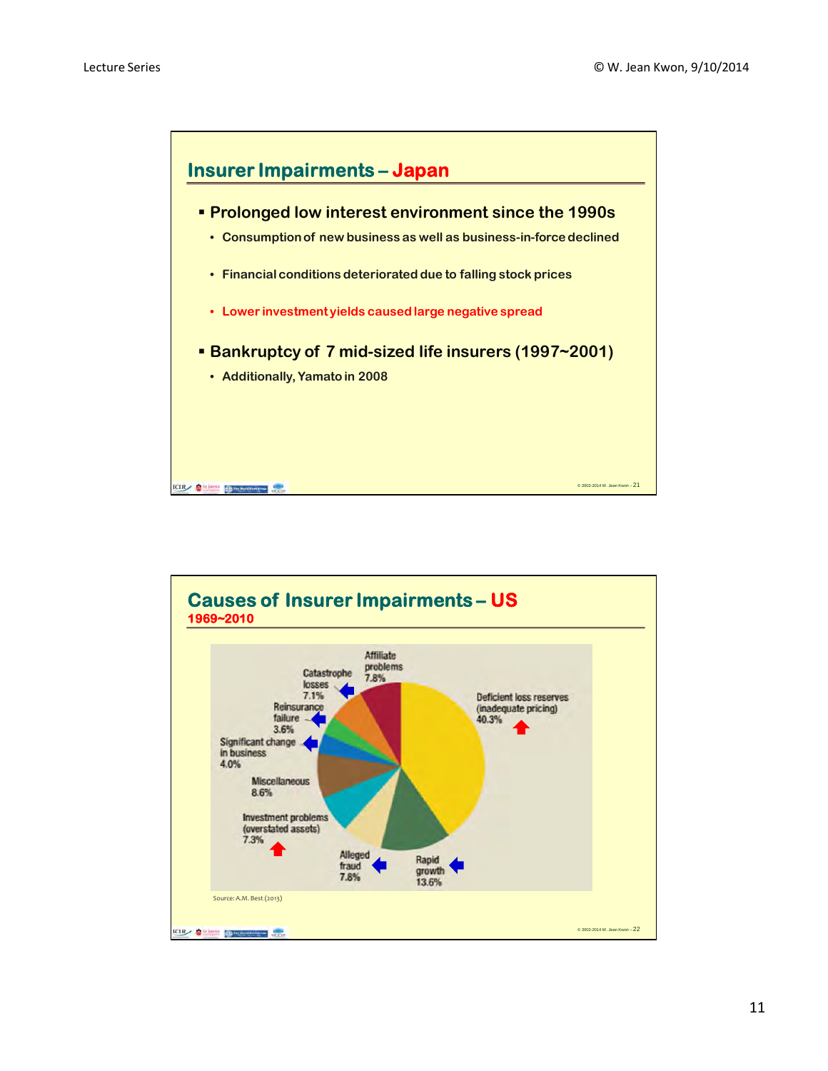## Insurer Impairments – Japan

- Prolonged low interest environment since the 1990s
  - Consumption of new business as well as business-in-force declined
  - Financial conditions deteriorated due to falling stock prices
  - Lower investment yields caused large negative spread
- Bankruptcy of 7 mid-sized life insurers (1997~2001)
  - Additionally, Yamato in 2008

## Causes of Insurer Impairments – US

**1969~2010**

| Cause | Share |
| --- | --- |
| Deficient loss reserves (inadequate pricing) | 40.3% |
| Rapid growth | 13.6% |
| Alleged fraud | 7.8% |
| Investment problems (overstated assets) | 7.3% |
| Miscellaneous | 8.6% |
| Significant change in business | 4.0% |
| Reinsurance failure | 3.6% |
| Catastrophe losses | 7.1% |
| Affiliate problems | 7.8% |

Source: A.M. Best (2013)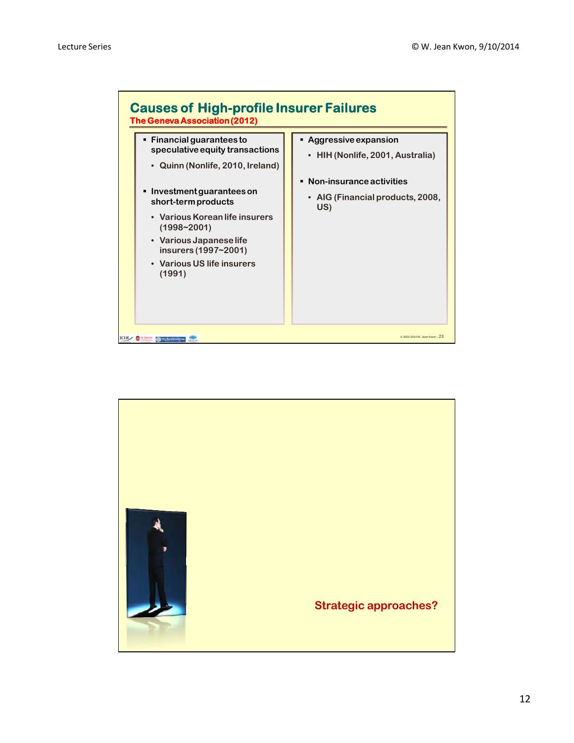## Causes of High-profile Insurer Failures

**The Geneva Association (2012)**

- Financial guarantees to speculative equity transactions
  - Quinn (Nonlife, 2010, Ireland)
- Investment guarantees on short-term products
  - Various Korean life insurers (1998~2001)
  - Various Japanese life insurers (1997~2001)
  - Various US life insurers (1991)
- Aggressive expansion
  - HIH (Nonlife, 2001, Australia)
- Non-insurance activities
  - AIG (Financial products, 2008, US)

Strategic approaches?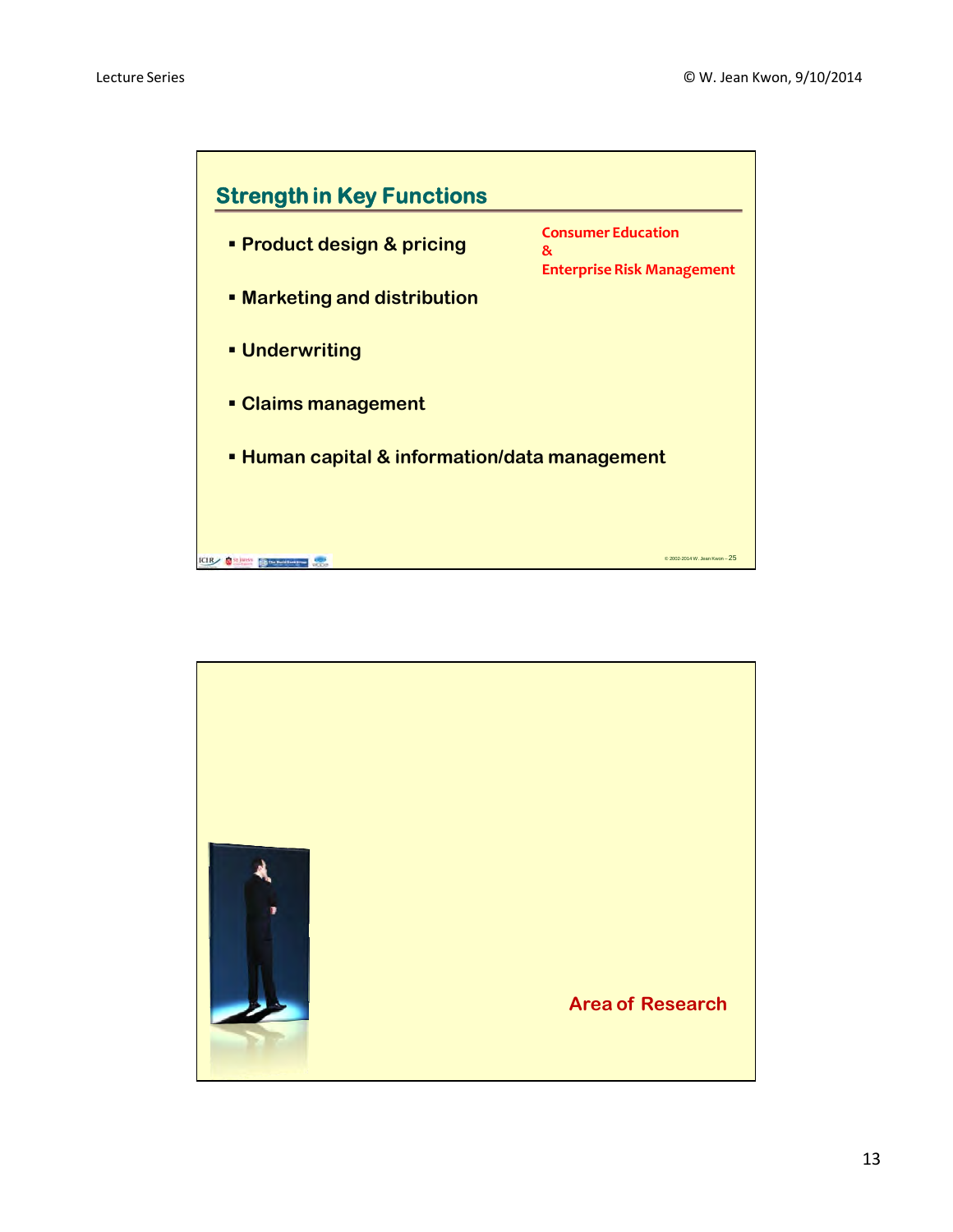## Strength in Key Functions

- Product design & pricing
- Marketing and distribution
- Underwriting
- Claims management
- Human capital & information/data management

Consumer Education
&
Enterprise Risk Management

© 2002-2014 W. Jean Kwon – 25

Area of Research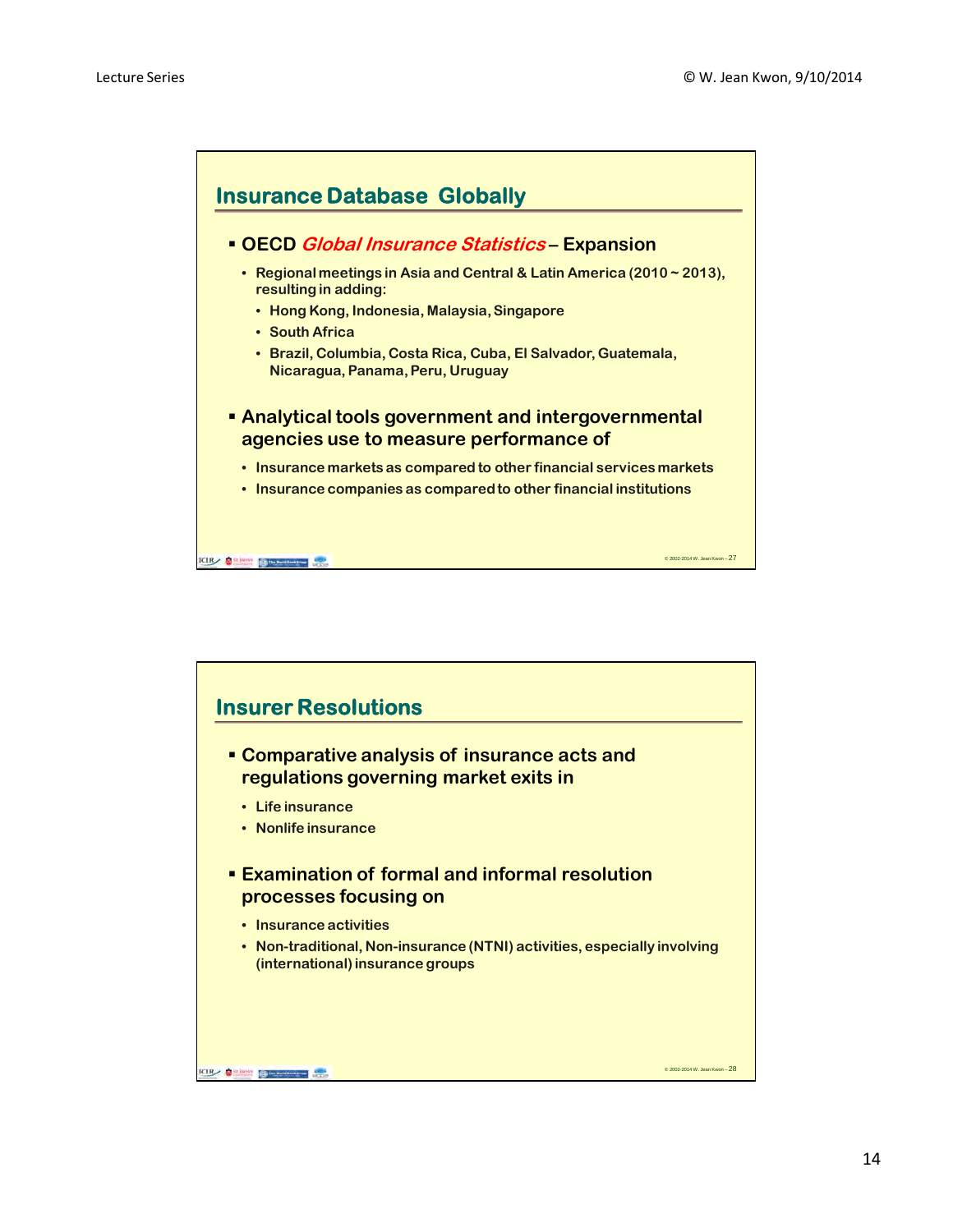## Insurance Database Globally

- **OECD *Global Insurance Statistics* – Expansion**
  - Regional meetings in Asia and Central & Latin America (2010 ~ 2013), resulting in adding:
    - Hong Kong, Indonesia, Malaysia, Singapore
    - South Africa
    - Brazil, Columbia, Costa Rica, Cuba, El Salvador, Guatemala, Nicaragua, Panama, Peru, Uruguay
- **Analytical tools government and intergovernmental agencies use to measure performance of**
  - Insurance markets as compared to other financial services markets
  - Insurance companies as compared to other financial institutions

## Insurer Resolutions

- **Comparative analysis of insurance acts and regulations governing market exits in**
  - Life insurance
  - Nonlife insurance
- **Examination of formal and informal resolution processes focusing on**
  - Insurance activities
  - Non-traditional, Non-insurance (NTNI) activities, especially involving (international) insurance groups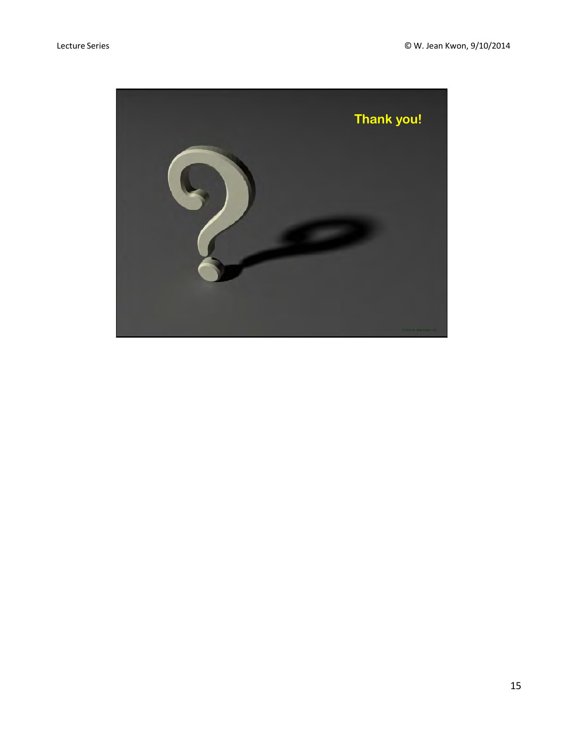Thank you!